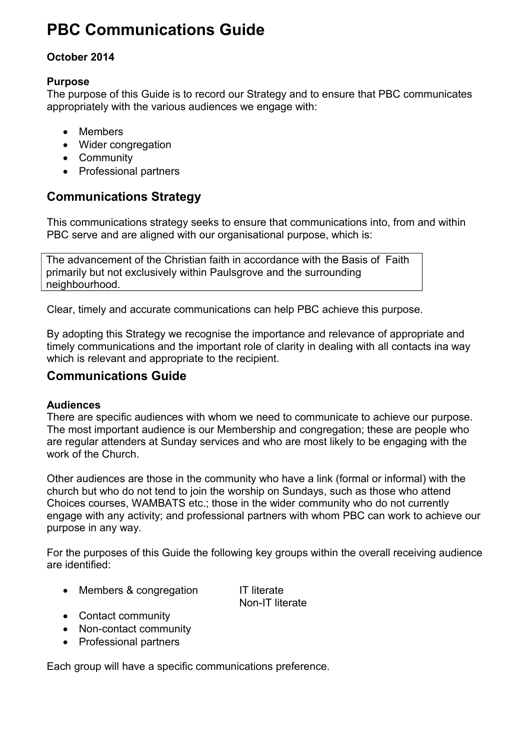# PBC Communications Guide

**October 2014**

**Purpose**

The purpose of this Guide is to record our Strategy and to ensure that PBC communicates appropriately with the various audiences we engage with:

- Members
- Wider congregation
- Community
- Professional partners

## Communications Strategy

This communications strategy seeks to ensure that communications into, from and within PBC serve and are aligned with our organisational purpose, which is:

> The advancement of the Christian faith in accordance with the Basis of Faith primarily but not exclusively within Paulsgrove and the surrounding neighbourhood.

Clear, timely and accurate communications can help PBC achieve this purpose.

By adopting this Strategy we recognise the importance and relevance of appropriate and timely communications and the important role of clarity in dealing with all contacts ina way which is relevant and appropriate to the recipient.

## Communications Guide

**Audiences**

There are specific audiences with whom we need to communicate to achieve our purpose. The most important audience is our Membership and congregation; these are people who are regular attenders at Sunday services and who are most likely to be engaging with the work of the Church.

Other audiences are those in the community who have a link (formal or informal) with the church but who do not tend to join the worship on Sundays, such as those who attend Choices courses, WAMBATS etc.; those in the wider community who do not currently engage with any activity; and professional partners with whom PBC can work to achieve our purpose in any way.

For the purposes of this Guide the following key groups within the overall receiving audience are identified:

- Members & congregation
  - IT literate
  - Non-IT literate
- Contact community
- Non-contact community
- Professional partners

Each group will have a specific communications preference.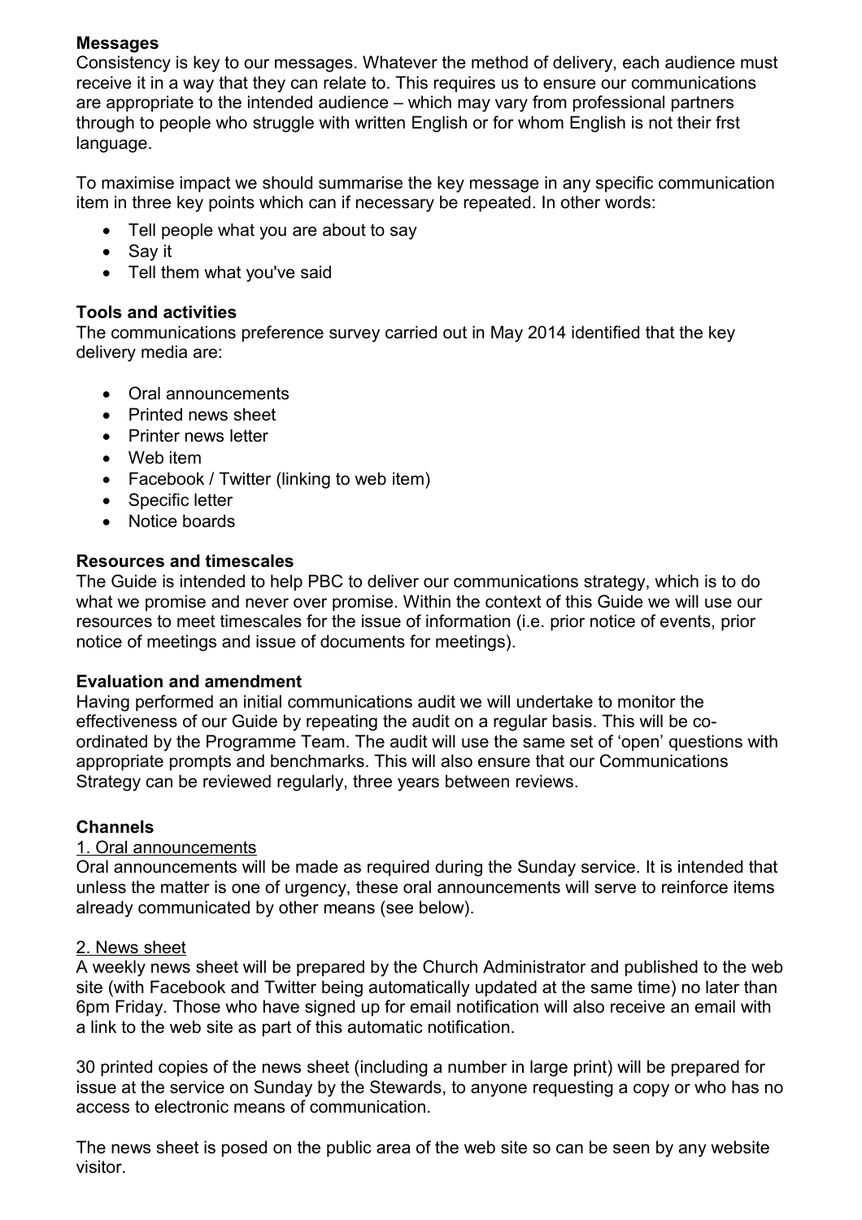**Messages**

Consistency is key to our messages. Whatever the method of delivery, each audience must receive it in a way that they can relate to. This requires us to ensure our communications are appropriate to the intended audience – which may vary from professional partners through to people who struggle with written English or for whom English is not their frst language.

To maximise impact we should summarise the key message in any specific communication item in three key points which can if necessary be repeated. In other words:

- Tell people what you are about to say
- Say it
- Tell them what you've said

**Tools and activities**

The communications preference survey carried out in May 2014 identified that the key delivery media are:

- Oral announcements
- Printed news sheet
- Printer news letter
- Web item
- Facebook / Twitter (linking to web item)
- Specific letter
- Notice boards

**Resources and timescales**

The Guide is intended to help PBC to deliver our communications strategy, which is to do what we promise and never over promise. Within the context of this Guide we will use our resources to meet timescales for the issue of information (i.e. prior notice of events, prior notice of meetings and issue of documents for meetings).

**Evaluation and amendment**

Having performed an initial communications audit we will undertake to monitor the effectiveness of our Guide by repeating the audit on a regular basis. This will be co-ordinated by the Programme Team. The audit will use the same set of 'open' questions with appropriate prompts and benchmarks. This will also ensure that our Communications Strategy can be reviewed regularly, three years between reviews.

**Channels**

1. Oral announcements

Oral announcements will be made as required during the Sunday service. It is intended that unless the matter is one of urgency, these oral announcements will serve to reinforce items already communicated by other means (see below).

2. News sheet

A weekly news sheet will be prepared by the Church Administrator and published to the web site (with Facebook and Twitter being automatically updated at the same time) no later than 6pm Friday. Those who have signed up for email notification will also receive an email with a link to the web site as part of this automatic notification.

30 printed copies of the news sheet (including a number in large print) will be prepared for issue at the service on Sunday by the Stewards, to anyone requesting a copy or who has no access to electronic means of communication.

The news sheet is posed on the public area of the web site so can be seen by any website visitor.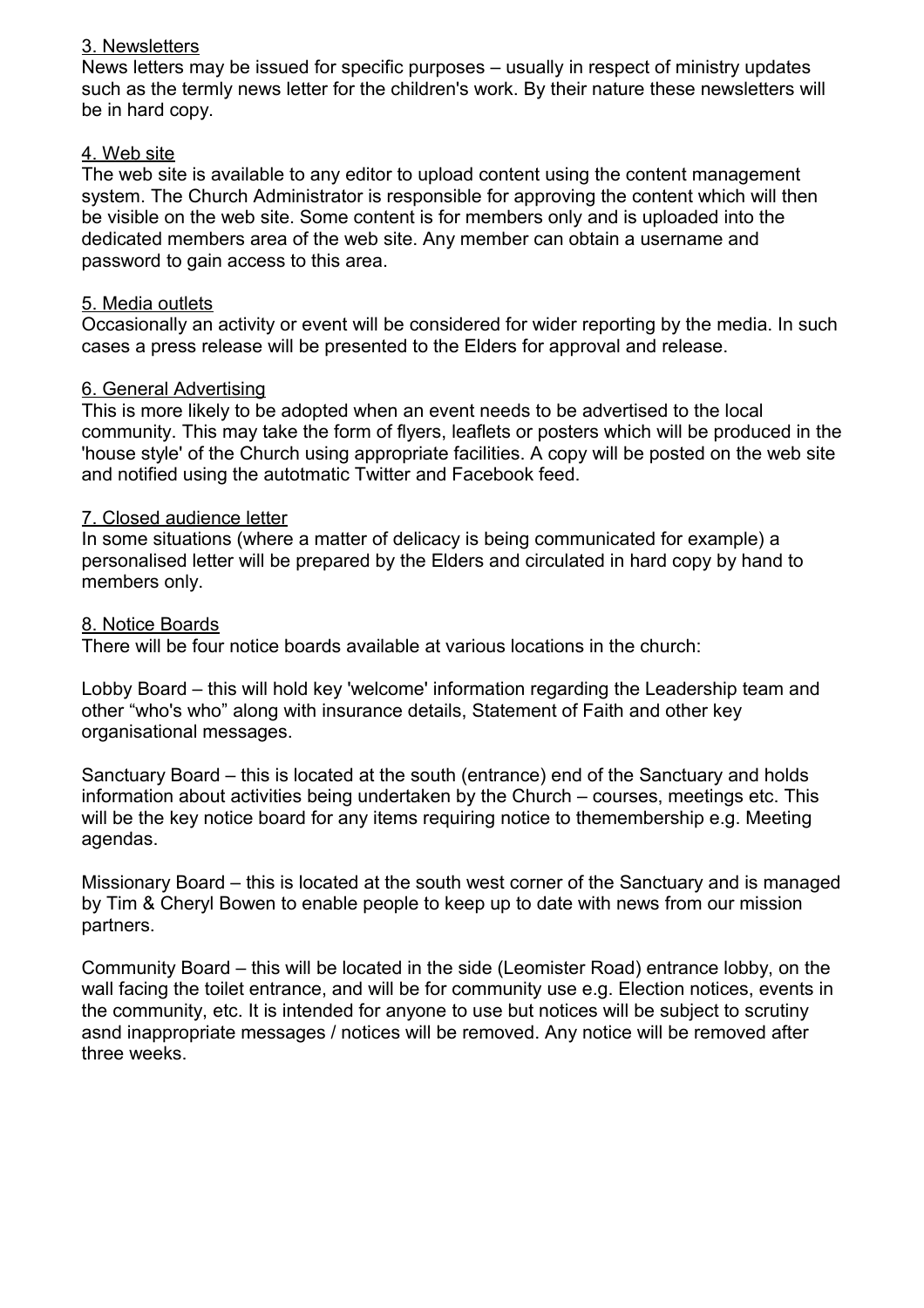<u>3. Newsletters</u>

News letters may be issued for specific purposes – usually in respect of ministry updates such as the termly news letter for the children's work. By their nature these newsletters will be in hard copy.

<u>4. Web site</u>

The web site is available to any editor to upload content using the content management system. The Church Administrator is responsible for approving the content which will then be visible on the web site. Some content is for members only and is uploaded into the dedicated members area of the web site. Any member can obtain a username and password to gain access to this area.

<u>5. Media outlets</u>

Occasionally an activity or event will be considered for wider reporting by the media. In such cases a press release will be presented to the Elders for approval and release.

<u>6. General Advertising</u>

This is more likely to be adopted when an event needs to be advertised to the local community. This may take the form of flyers, leaflets or posters which will be produced in the 'house style' of the Church using appropriate facilities. A copy will be posted on the web site and notified using the autotmatic Twitter and Facebook feed.

<u>7. Closed audience letter</u>

In some situations (where a matter of delicacy is being communicated for example) a personalised letter will be prepared by the Elders and circulated in hard copy by hand to members only.

<u>8. Notice Boards</u>

There will be four notice boards available at various locations in the church:

Lobby Board – this will hold key 'welcome' information regarding the Leadership team and other "who's who" along with insurance details, Statement of Faith and other key organisational messages.

Sanctuary Board – this is located at the south (entrance) end of the Sanctuary and holds information about activities being undertaken by the Church – courses, meetings etc. This will be the key notice board for any items requiring notice to themembership e.g. Meeting agendas.

Missionary Board – this is located at the south west corner of the Sanctuary and is managed by Tim & Cheryl Bowen to enable people to keep up to date with news from our mission partners.

Community Board – this will be located in the side (Leomister Road) entrance lobby, on the wall facing the toilet entrance, and will be for community use e.g. Election notices, events in the community, etc. It is intended for anyone to use but notices will be subject to scrutiny asnd inappropriate messages / notices will be removed. Any notice will be removed after three weeks.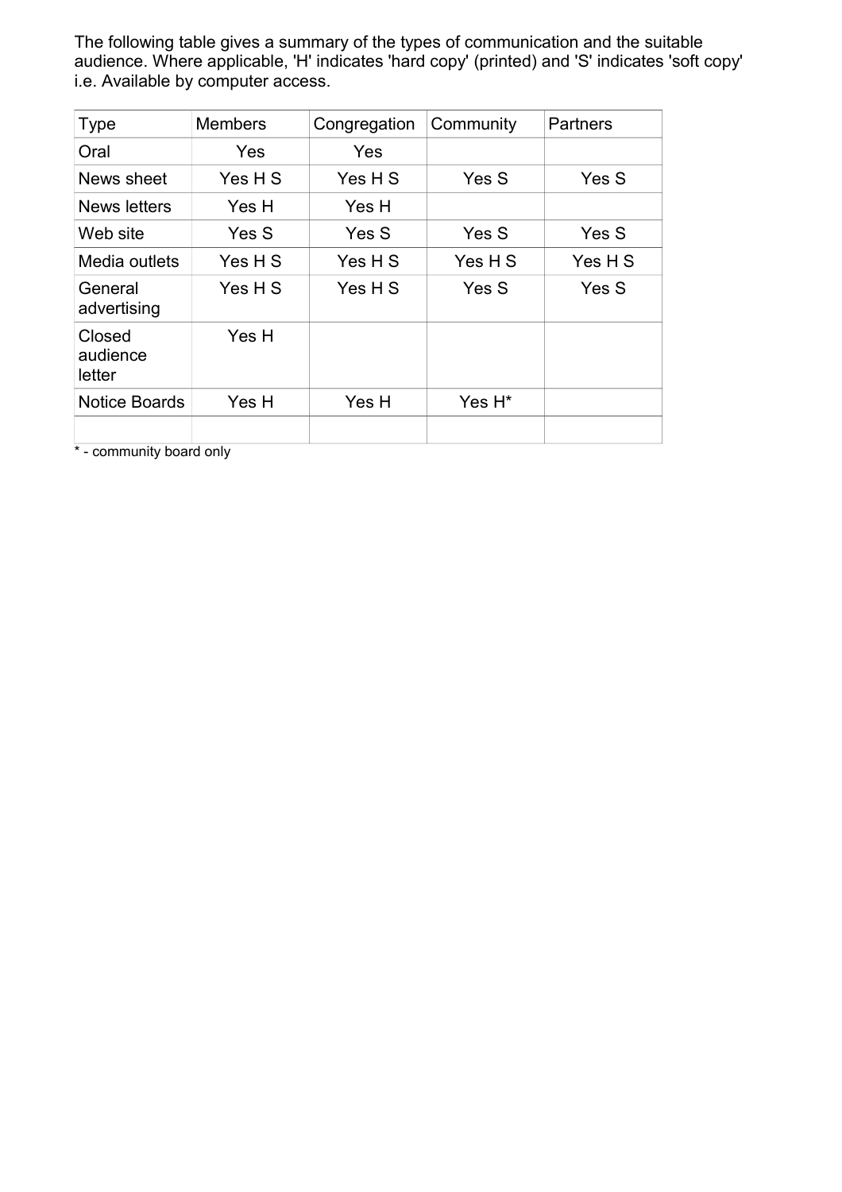The following table gives a summary of the types of communication and the suitable audience. Where applicable, 'H' indicates 'hard copy' (printed) and 'S' indicates 'soft copy' i.e. Available by computer access.

| Type | Members | Congregation | Community | Partners |
|---|---|---|---|---|
| Oral | Yes | Yes | | |
| News sheet | Yes H S | Yes H S | Yes S | Yes S |
| News letters | Yes H | Yes H | | |
| Web site | Yes S | Yes S | Yes S | Yes S |
| Media outlets | Yes H S | Yes H S | Yes H S | Yes H S |
| General advertising | Yes H S | Yes H S | Yes S | Yes S |
| Closed audience letter | Yes H | | | |
| Notice Boards | Yes H | Yes H | Yes H* | |
| | | | | |

* - community board only